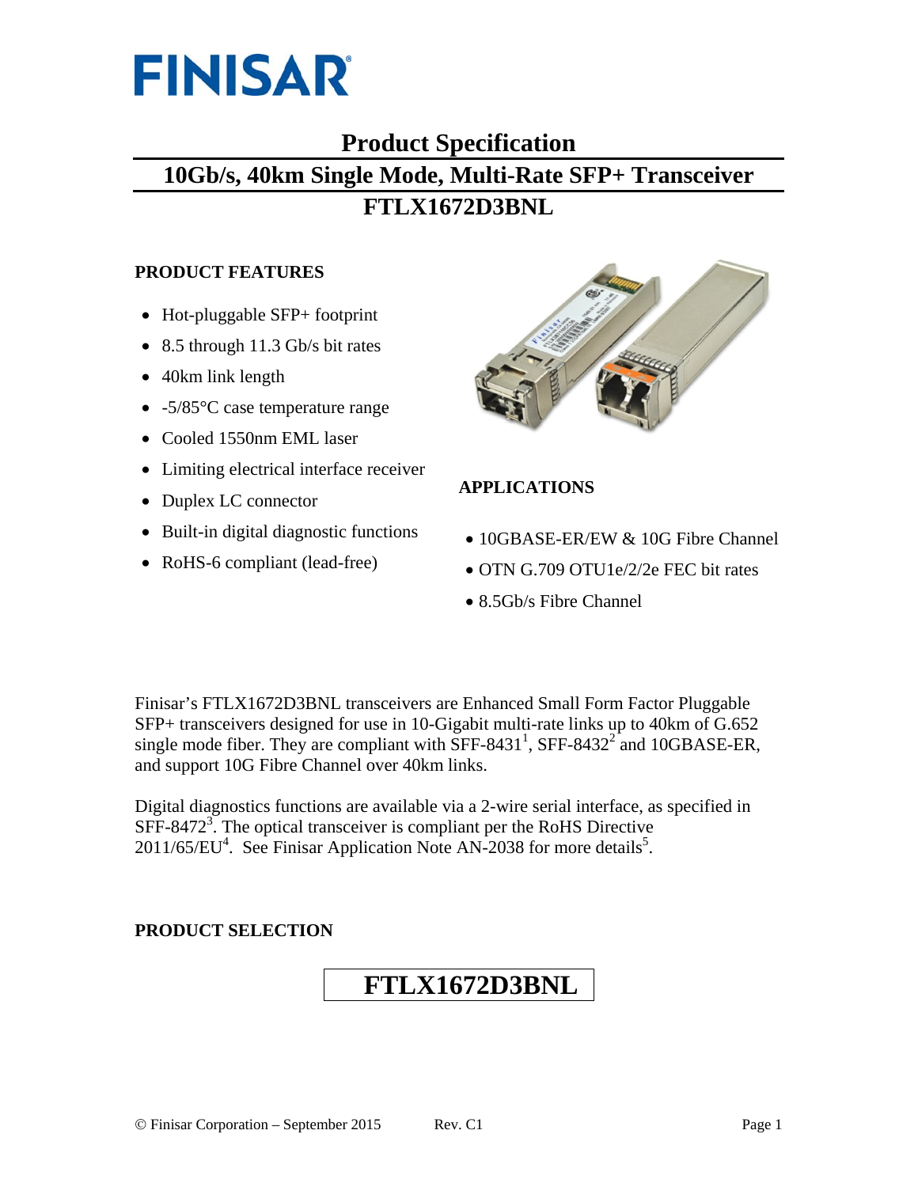FINISAR

# Product Specification

## 10Gb/s, 40km Single Mode, Multi-Rate SFP+ Transceiver

## FTLX1672D3BNL

### PRODUCT FEATURES

- Hot-pluggable SFP+ footprint
- 8.5 through 11.3 Gb/s bit rates
- 40km link length
- -5/85°C case temperature range
- Cooled 1550nm EML laser
- Limiting electrical interface receiver
- Duplex LC connector
- Built-in digital diagnostic functions
- RoHS-6 compliant (lead-free)

### APPLICATIONS

- 10GBASE-ER/EW & 10G Fibre Channel
- OTN G.709 OTU1e/2/2e FEC bit rates
- 8.5Gb/s Fibre Channel

Finisar's FTLX1672D3BNL transceivers are Enhanced Small Form Factor Pluggable SFP+ transceivers designed for use in 10-Gigabit multi-rate links up to 40km of G.652 single mode fiber. They are compliant with SFF-8431[1], SFF-8432[2] and 10GBASE-ER, and support 10G Fibre Channel over 40km links.

Digital diagnostics functions are available via a 2-wire serial interface, as specified in SFF-8472[3]. The optical transceiver is compliant per the RoHS Directive 2011/65/EU[4]. See Finisar Application Note AN-2038 for more details[5].

### PRODUCT SELECTION

**FTLX1672D3BNL**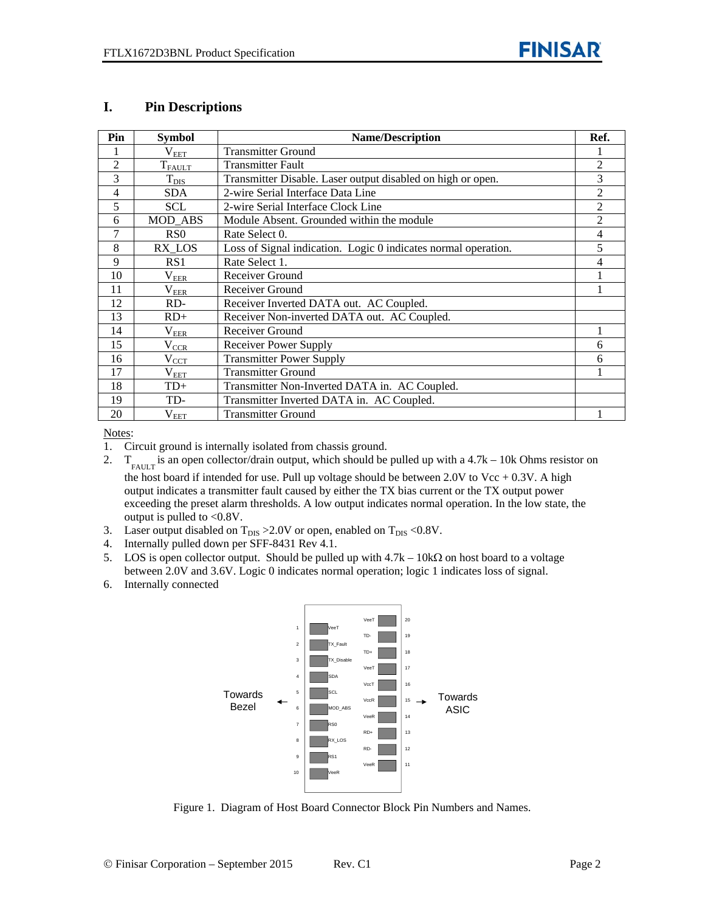## I. Pin Descriptions

| Pin | Symbol | Name/Description | Ref. |
|---|---|---|---|
| 1 | $V_{EET}$ | Transmitter Ground | 1 |
| 2 | $T_{FAULT}$ | Transmitter Fault | 2 |
| 3 | $T_{DIS}$ | Transmitter Disable. Laser output disabled on high or open. | 3 |
| 4 | SDA | 2-wire Serial Interface Data Line | 2 |
| 5 | SCL | 2-wire Serial Interface Clock Line | 2 |
| 6 | MOD_ABS | Module Absent. Grounded within the module | 2 |
| 7 | RS0 | Rate Select 0. | 4 |
| 8 | RX_LOS | Loss of Signal indication. Logic 0 indicates normal operation. | 5 |
| 9 | RS1 | Rate Select 1. | 4 |
| 10 | $V_{EER}$ | Receiver Ground | 1 |
| 11 | $V_{EER}$ | Receiver Ground | 1 |
| 12 | RD- | Receiver Inverted DATA out. AC Coupled. | |
| 13 | RD+ | Receiver Non-inverted DATA out. AC Coupled. | |
| 14 | $V_{EER}$ | Receiver Ground | 1 |
| 15 | $V_{CCR}$ | Receiver Power Supply | 6 |
| 16 | $V_{CCT}$ | Transmitter Power Supply | 6 |
| 17 | $V_{EET}$ | Transmitter Ground | 1 |
| 18 | TD+ | Transmitter Non-Inverted DATA in. AC Coupled. | |
| 19 | TD- | Transmitter Inverted DATA in. AC Coupled. | |
| 20 | $V_{EET}$ | Transmitter Ground | 1 |

Notes:

1. Circuit ground is internally isolated from chassis ground.
2. $T_{FAULT}$ is an open collector/drain output, which should be pulled up with a 4.7k – 10k Ohms resistor on the host board if intended for use. Pull up voltage should be between 2.0V to Vcc + 0.3V. A high output indicates a transmitter fault caused by either the TX bias current or the TX output power exceeding the preset alarm thresholds. A low output indicates normal operation. In the low state, the output is pulled to <0.8V.
3. Laser output disabled on $T_{DIS}$ >2.0V or open, enabled on $T_{DIS}$ <0.8V.
4. Internally pulled down per SFF-8431 Rev 4.1.
5. LOS is open collector output. Should be pulled up with 4.7k – 10kΩ on host board to a voltage between 2.0V and 3.6V. Logic 0 indicates normal operation; logic 1 indicates loss of signal.
6. Internally connected

Figure 1. Diagram of Host Board Connector Block Pin Numbers and Names.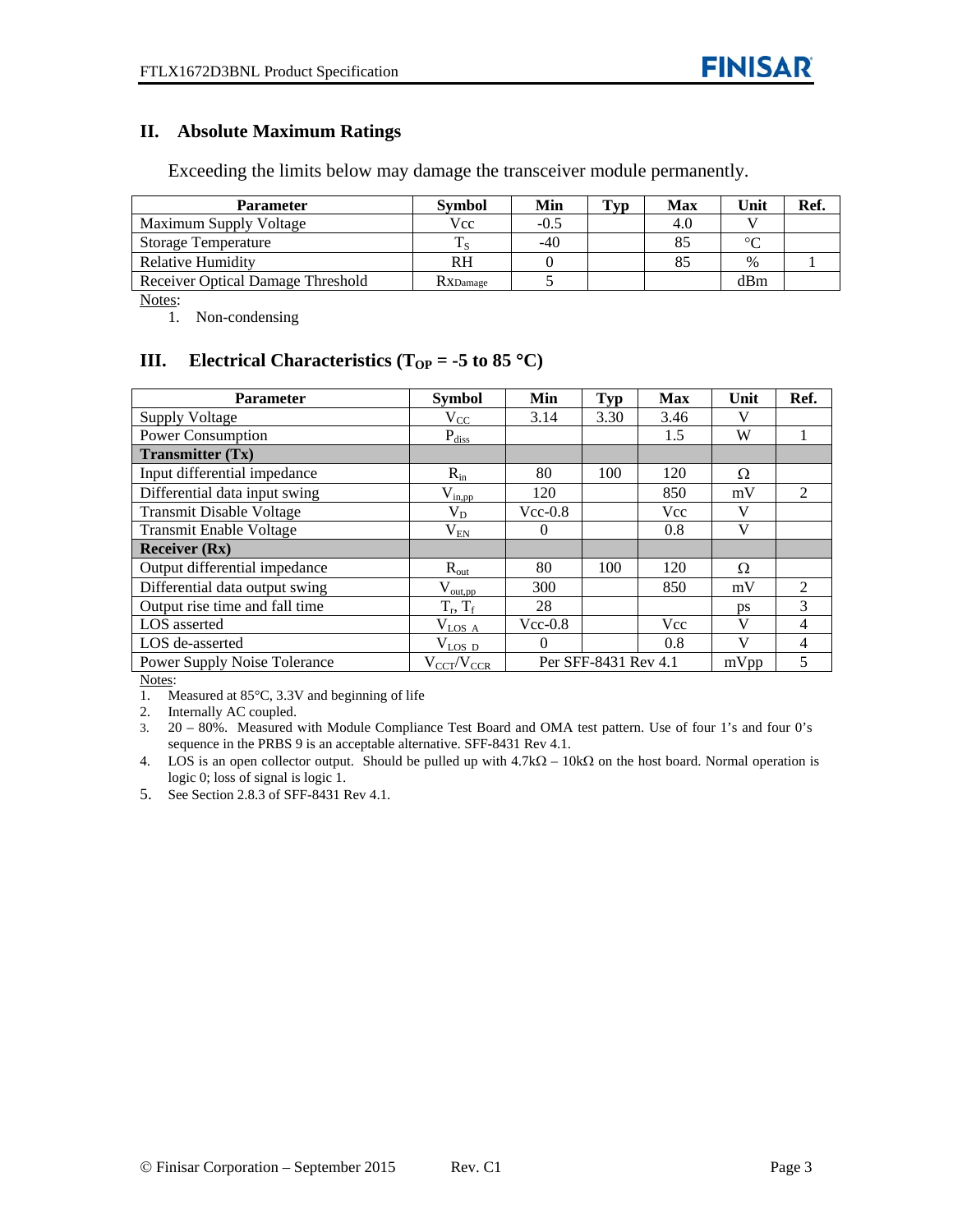## II. Absolute Maximum Ratings

Exceeding the limits below may damage the transceiver module permanently.

| Parameter | Symbol | Min | Typ | Max | Unit | Ref. |
|---|---|---|---|---|---|---|
| Maximum Supply Voltage | Vcc | -0.5 | | 4.0 | V | |
| Storage Temperature | $T_S$ | -40 | | 85 | °C | |
| Relative Humidity | RH | 0 | | 85 | % | 1 |
| Receiver Optical Damage Threshold | $Rx_{Damage}$ | 5 | | | dBm | |

Notes:

1. Non-condensing

## III. Electrical Characteristics ($T_{OP}$ = -5 to 85 °C)

| Parameter | Symbol | Min | Typ | Max | Unit | Ref. |
|---|---|---|---|---|---|---|
| Supply Voltage | $V_{CC}$ | 3.14 | 3.30 | 3.46 | V | |
| Power Consumption | $P_{diss}$ | | | 1.5 | W | 1 |
| **Transmitter (Tx)** | | | | | | |
| Input differential impedance | $R_{in}$ | 80 | 100 | 120 | Ω | |
| Differential data input swing | $V_{in,pp}$ | 120 | | 850 | mV | 2 |
| Transmit Disable Voltage | $V_D$ | Vcc-0.8 | | Vcc | V | |
| Transmit Enable Voltage | $V_{EN}$ | 0 | | 0.8 | V | |
| **Receiver (Rx)** | | | | | | |
| Output differential impedance | $R_{out}$ | 80 | 100 | 120 | Ω | |
| Differential data output swing | $V_{out,pp}$ | 300 | | 850 | mV | 2 |
| Output rise time and fall time | $T_r$, $T_f$ | 28 | | | ps | 3 |
| LOS asserted | $V_{LOS\_A}$ | Vcc-0.8 | | Vcc | V | 4 |
| LOS de-asserted | $V_{LOS\_D}$ | 0 | | 0.8 | V | 4 |
| Power Supply Noise Tolerance | $V_{CCT}/V_{CCR}$ | Per SFF-8431 Rev 4.1 | | | mVpp | 5 |

Notes:

1. Measured at 85°C, 3.3V and beginning of life
2. Internally AC coupled.
3. 20 – 80%. Measured with Module Compliance Test Board and OMA test pattern. Use of four 1's and four 0's sequence in the PRBS 9 is an acceptable alternative. SFF-8431 Rev 4.1.
4. LOS is an open collector output. Should be pulled up with 4.7kΩ – 10kΩ on the host board. Normal operation is logic 0; loss of signal is logic 1.
5. See Section 2.8.3 of SFF-8431 Rev 4.1.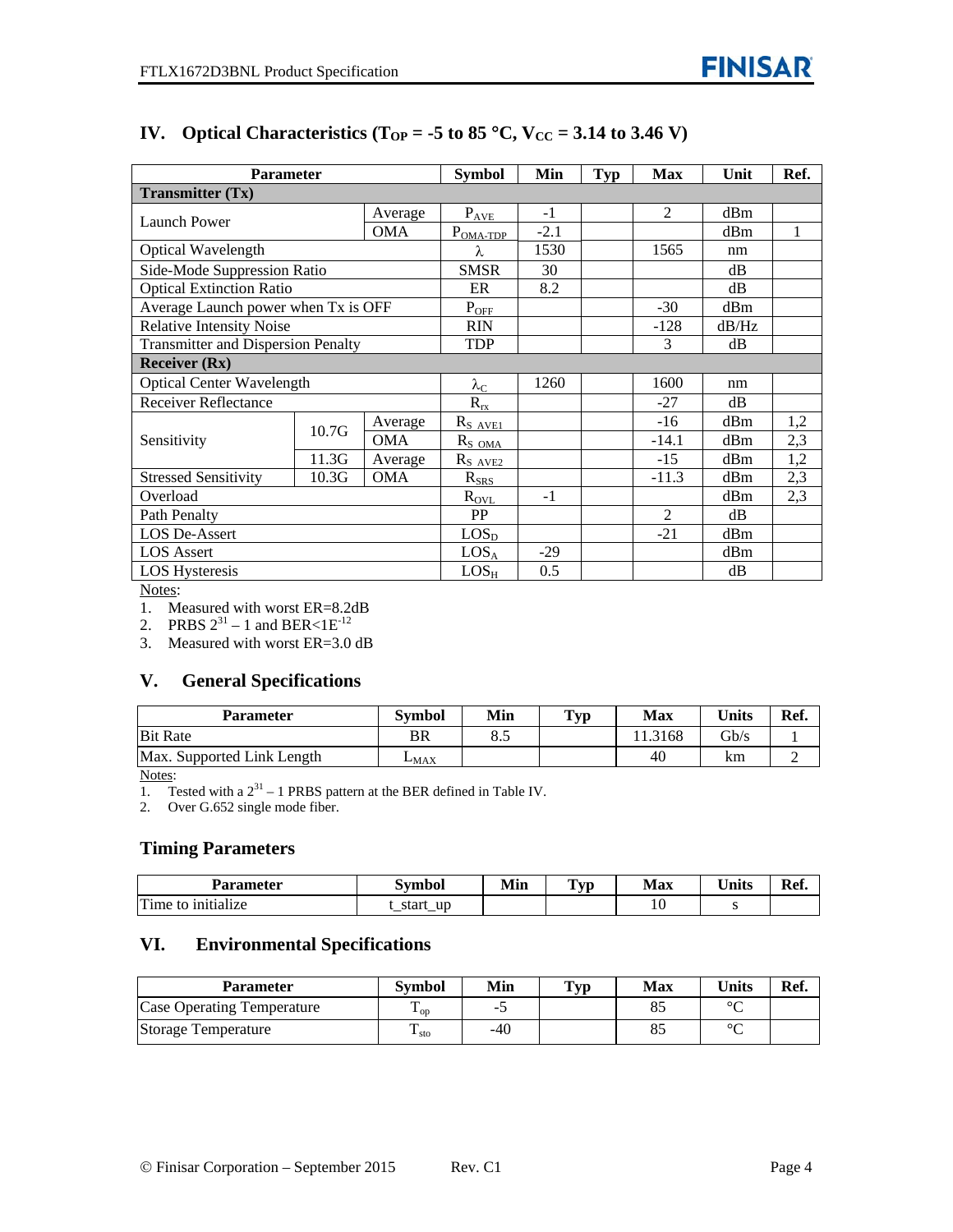## IV. Optical Characteristics ($T_{OP}$ = -5 to 85 °C, $V_{CC}$ = 3.14 to 3.46 V)

| Parameter | | | Symbol | Min | Typ | Max | Unit | Ref. |
|---|---|---|---|---|---|---|---|---|
| **Transmitter (Tx)** | | | | | | | | |
| Launch Power | | Average | $P_{AVE}$ | -1 | | 2 | dBm | |
| | | OMA | $P_{OMA\text{-}TDP}$ | -2.1 | | | dBm | 1 |
| Optical Wavelength | | | $\lambda$ | 1530 | | 1565 | nm | |
| Side-Mode Suppression Ratio | | | SMSR | 30 | | | dB | |
| Optical Extinction Ratio | | | ER | 8.2 | | | dB | |
| Average Launch power when Tx is OFF | | | $P_{OFF}$ | | | -30 | dBm | |
| Relative Intensity Noise | | | RIN | | | -128 | dB/Hz | |
| Transmitter and Dispersion Penalty | | | TDP | | | 3 | dB | |
| **Receiver (Rx)** | | | | | | | | |
| Optical Center Wavelength | | | $\lambda_C$ | 1260 | | 1600 | nm | |
| Receiver Reflectance | | | $R_{rx}$ | | | -27 | dB | |
| Sensitivity | 10.7G | Average | $R_{S\ AVE1}$ | | | -16 | dBm | 1,2 |
| | | OMA | $R_{S\ OMA}$ | | | -14.1 | dBm | 2,3 |
| | 11.3G | Average | $R_{S\ AVE2}$ | | | -15 | dBm | 1,2 |
| Stressed Sensitivity | 10.3G | OMA | $R_{SRS}$ | | | -11.3 | dBm | 2,3 |
| Overload | | | $R_{OVL}$ | -1 | | | dBm | 2,3 |
| Path Penalty | | | PP | | | 2 | dB | |
| LOS De-Assert | | | $LOS_D$ | | | -21 | dBm | |
| LOS Assert | | | $LOS_A$ | -29 | | | dBm | |
| LOS Hysteresis | | | $LOS_H$ | 0.5 | | | dB | |

Notes:

1. Measured with worst ER=8.2dB
2. PRBS $2^{31} - 1$ and BER<$1E^{-12}$
3. Measured with worst ER=3.0 dB

## V. General Specifications

| Parameter | Symbol | Min | Typ | Max | Units | Ref. |
|---|---|---|---|---|---|---|
| Bit Rate | BR | 8.5 | | 11.3168 | Gb/s | 1 |
| Max. Supported Link Length | $L_{MAX}$ | | | 40 | km | 2 |

Notes:

1. Tested with a $2^{31} - 1$ PRBS pattern at the BER defined in Table IV.
2. Over G.652 single mode fiber.

### Timing Parameters

| Parameter | Symbol | Min | Typ | Max | Units | Ref. |
|---|---|---|---|---|---|---|
| Time to initialize | t_start_up | | | 10 | s | |

## VI. Environmental Specifications

| Parameter | Symbol | Min | Typ | Max | Units | Ref. |
|---|---|---|---|---|---|---|
| Case Operating Temperature | $T_{op}$ | -5 | | 85 | °C | |
| Storage Temperature | $T_{sto}$ | -40 | | 85 | °C | |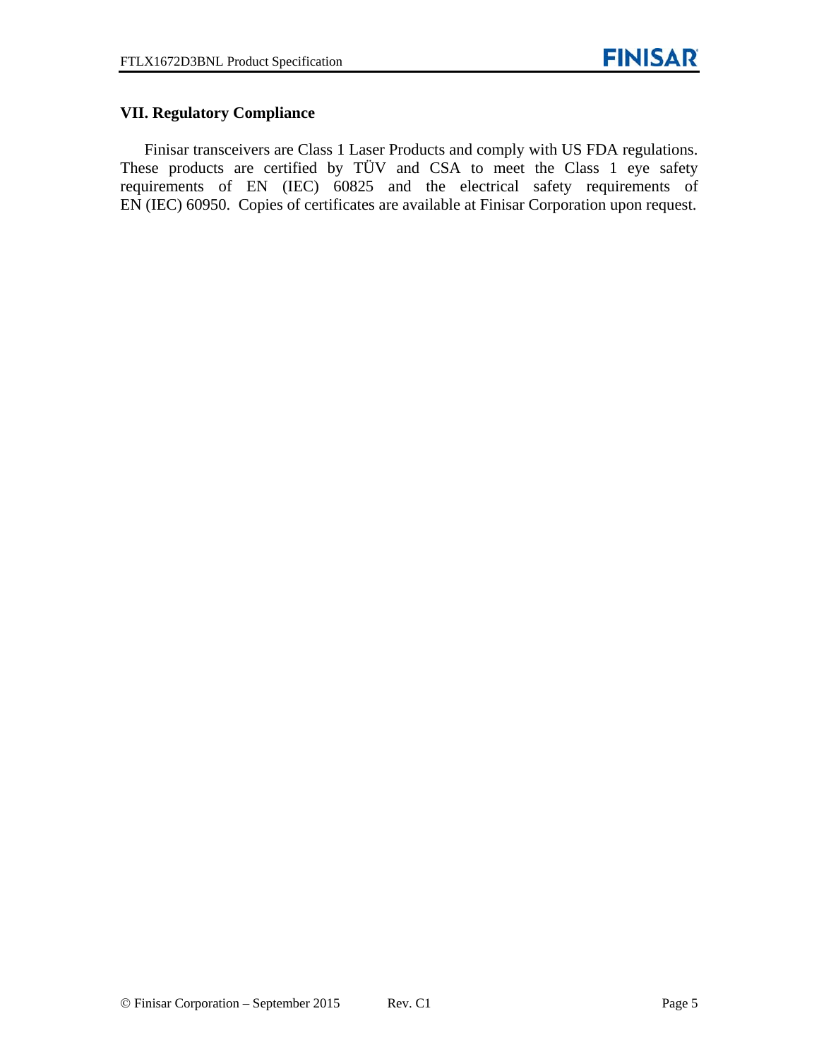## VII. Regulatory Compliance

Finisar transceivers are Class 1 Laser Products and comply with US FDA regulations. These products are certified by TÜV and CSA to meet the Class 1 eye safety requirements of EN (IEC) 60825 and the electrical safety requirements of EN (IEC) 60950. Copies of certificates are available at Finisar Corporation upon request.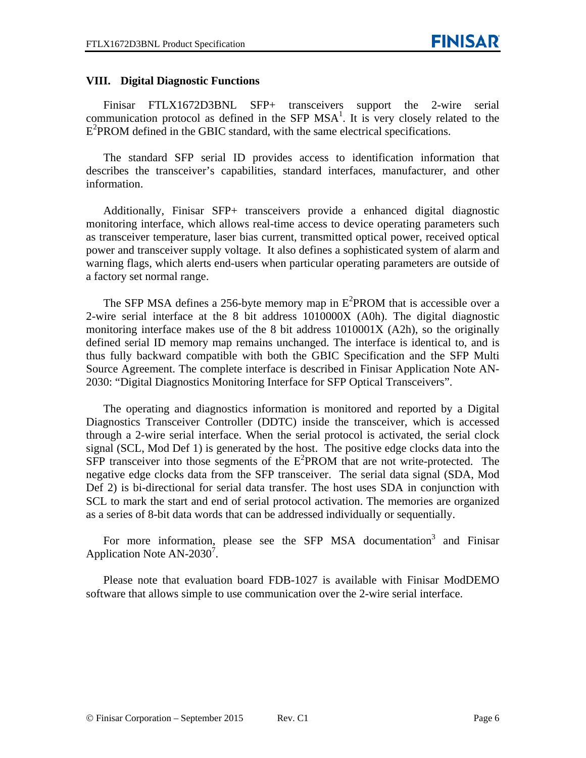## VIII. Digital Diagnostic Functions

Finisar FTLX1672D3BNL SFP+ transceivers support the 2-wire serial communication protocol as defined in the SFP MSA[1]. It is very closely related to the $E^2$PROM defined in the GBIC standard, with the same electrical specifications.

The standard SFP serial ID provides access to identification information that describes the transceiver's capabilities, standard interfaces, manufacturer, and other information.

Additionally, Finisar SFP+ transceivers provide a enhanced digital diagnostic monitoring interface, which allows real-time access to device operating parameters such as transceiver temperature, laser bias current, transmitted optical power, received optical power and transceiver supply voltage. It also defines a sophisticated system of alarm and warning flags, which alerts end-users when particular operating parameters are outside of a factory set normal range.

The SFP MSA defines a 256-byte memory map in $E^2$PROM that is accessible over a 2-wire serial interface at the 8 bit address 1010000X (A0h). The digital diagnostic monitoring interface makes use of the 8 bit address 1010001X (A2h), so the originally defined serial ID memory map remains unchanged. The interface is identical to, and is thus fully backward compatible with both the GBIC Specification and the SFP Multi Source Agreement. The complete interface is described in Finisar Application Note AN-2030: "Digital Diagnostics Monitoring Interface for SFP Optical Transceivers".

The operating and diagnostics information is monitored and reported by a Digital Diagnostics Transceiver Controller (DDTC) inside the transceiver, which is accessed through a 2-wire serial interface. When the serial protocol is activated, the serial clock signal (SCL, Mod Def 1) is generated by the host. The positive edge clocks data into the SFP transceiver into those segments of the $E^2$PROM that are not write-protected. The negative edge clocks data from the SFP transceiver. The serial data signal (SDA, Mod Def 2) is bi-directional for serial data transfer. The host uses SDA in conjunction with SCL to mark the start and end of serial protocol activation. The memories are organized as a series of 8-bit data words that can be addressed individually or sequentially.

For more information, please see the SFP MSA documentation[3] and Finisar Application Note AN-2030[7].

Please note that evaluation board FDB-1027 is available with Finisar ModDEMO software that allows simple to use communication over the 2-wire serial interface.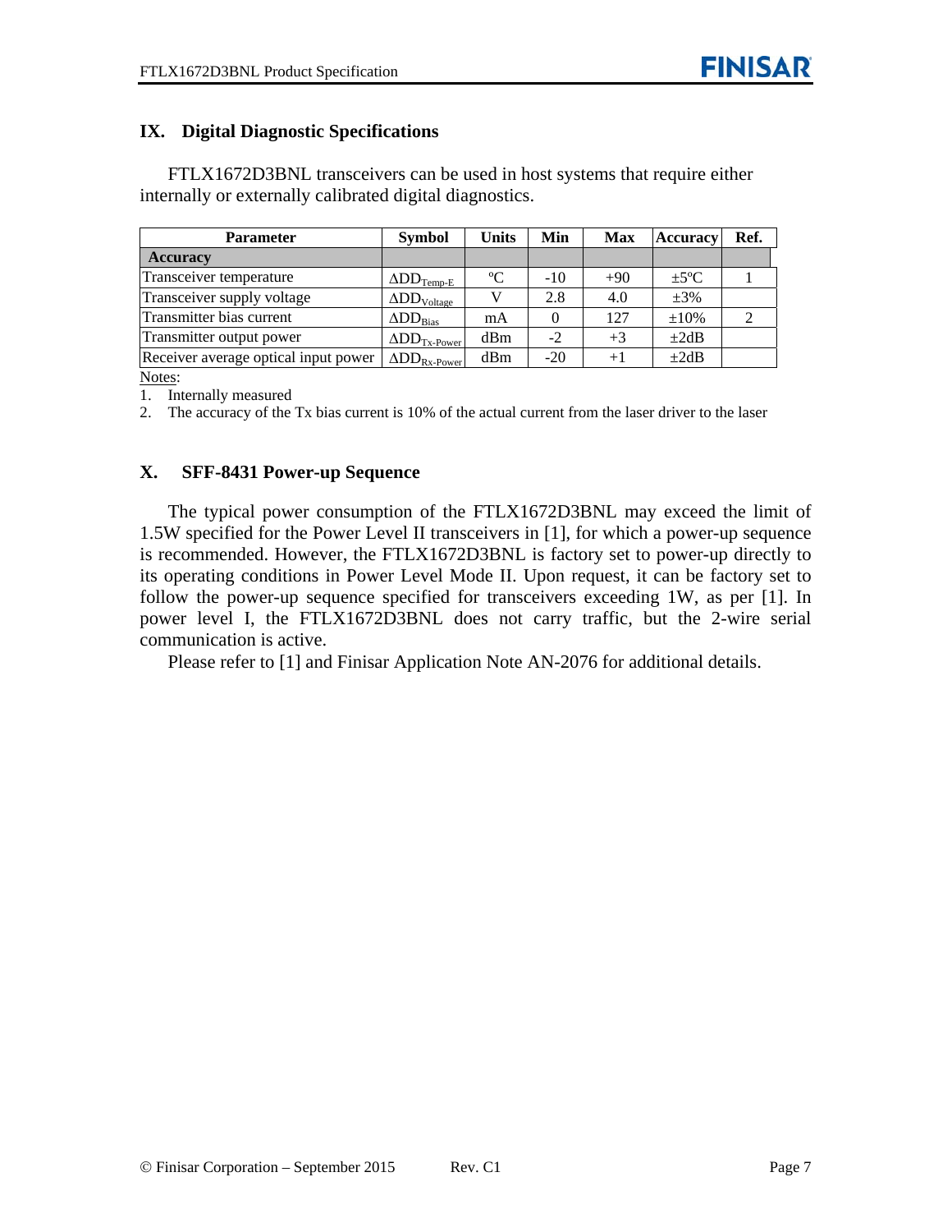## IX. Digital Diagnostic Specifications

FTLX1672D3BNL transceivers can be used in host systems that require either internally or externally calibrated digital diagnostics.

| Parameter | Symbol | Units | Min | Max | Accuracy | Ref. |
|---|---|---|---|---|---|---|
| **Accuracy** | | | | | | |
| Transceiver temperature | $\Delta DD_{Temp-E}$ | ºC | -10 | +90 | ±5ºC | 1 |
| Transceiver supply voltage | $\Delta DD_{Voltage}$ | V | 2.8 | 4.0 | ±3% | |
| Transmitter bias current | $\Delta DD_{Bias}$ | mA | 0 | 127 | ±10% | 2 |
| Transmitter output power | $\Delta DD_{Tx-Power}$ | dBm | -2 | +3 | ±2dB | |
| Receiver average optical input power | $\Delta DD_{Rx-Power}$ | dBm | -20 | +1 | ±2dB | |

Notes:

1. Internally measured
2. The accuracy of the Tx bias current is 10% of the actual current from the laser driver to the laser

## X. SFF-8431 Power-up Sequence

The typical power consumption of the FTLX1672D3BNL may exceed the limit of 1.5W specified for the Power Level II transceivers in [1], for which a power-up sequence is recommended. However, the FTLX1672D3BNL is factory set to power-up directly to its operating conditions in Power Level Mode II. Upon request, it can be factory set to follow the power-up sequence specified for transceivers exceeding 1W, as per [1]. In power level I, the FTLX1672D3BNL does not carry traffic, but the 2-wire serial communication is active.

Please refer to [1] and Finisar Application Note AN-2076 for additional details.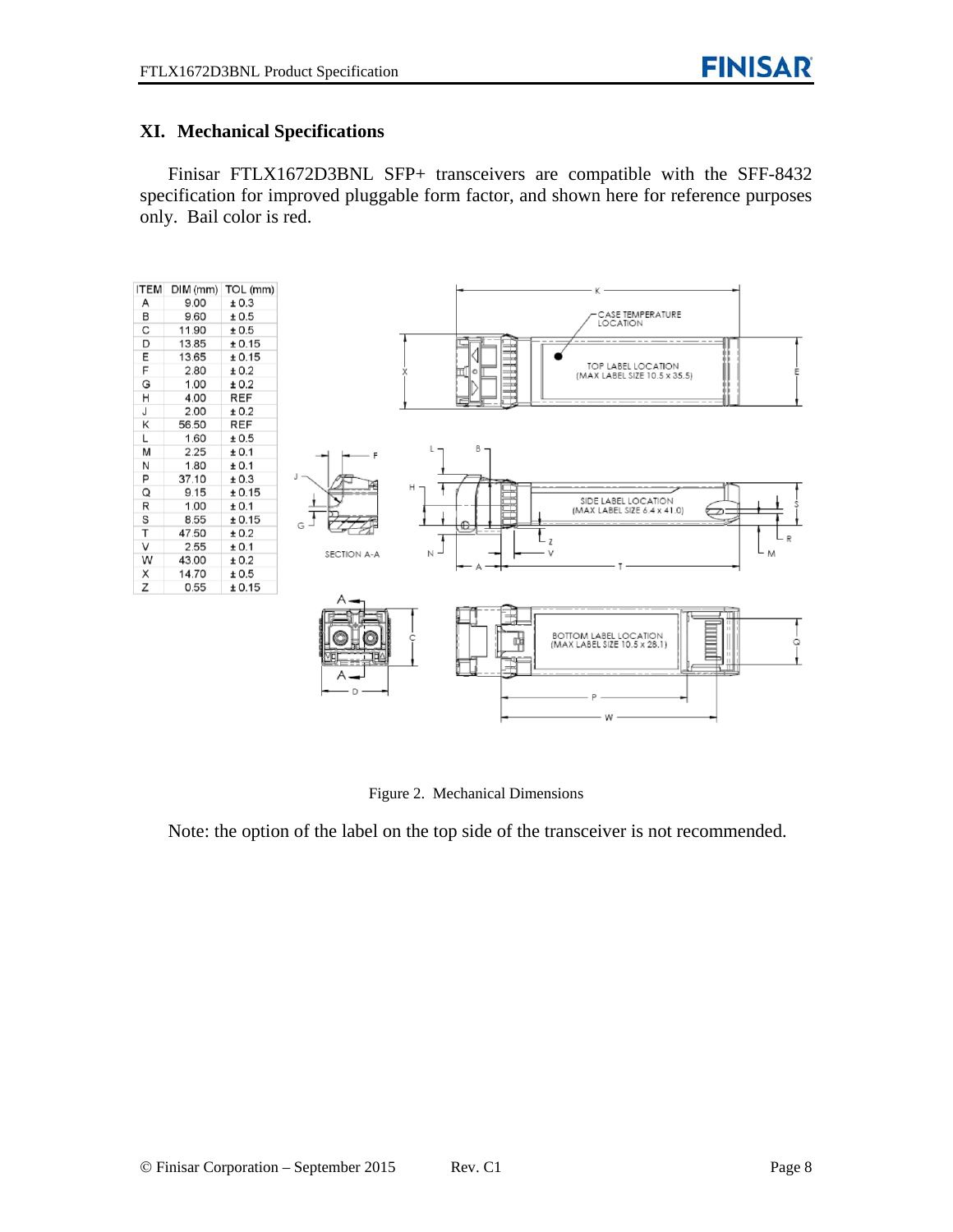## XI. Mechanical Specifications

Finisar FTLX1672D3BNL SFP+ transceivers are compatible with the SFF-8432 specification for improved pluggable form factor, and shown here for reference purposes only. Bail color is red.

| ITEM | DIM (mm) | TOL (mm) |
|---|---|---|
| A | 9.00 | ± 0.3 |
| B | 9.60 | ± 0.5 |
| C | 11.90 | ± 0.5 |
| D | 13.85 | ± 0.15 |
| E | 13.65 | ± 0.15 |
| F | 2.80 | ± 0.2 |
| G | 1.00 | ± 0.2 |
| H | 4.00 | REF |
| J | 2.00 | ± 0.2 |
| K | 56.50 | REF |
| L | 1.60 | ± 0.5 |
| M | 2.25 | ± 0.1 |
| N | 1.80 | ± 0.1 |
| P | 37.10 | ± 0.3 |
| Q | 9.15 | ± 0.15 |
| R | 1.00 | ± 0.1 |
| S | 8.55 | ± 0.15 |
| T | 47.50 | ± 0.2 |
| V | 2.55 | ± 0.1 |
| W | 43.00 | ± 0.2 |
| X | 14.70 | ± 0.5 |
| Z | 0.55 | ± 0.15 |

CASE TEMPERATURE LOCATION

TOP LABEL LOCATION (MAX LABEL SIZE 10.5 x 35.5)

SIDE LABEL LOCATION (MAX LABEL SIZE 6.4 x 41.0)

SECTION A-A

BOTTOM LABEL LOCATION (MAX LABEL SIZE 10.5 x 28.1)

Figure 2. Mechanical Dimensions

Note: the option of the label on the top side of the transceiver is not recommended.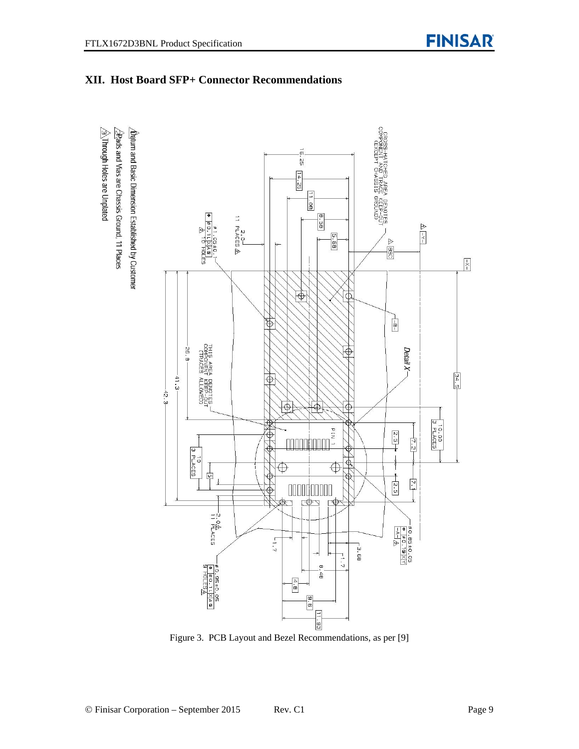## XII. Host Board SFP+ Connector Recommendations

Figure 3. PCB Layout and Bezel Recommendations, as per [9]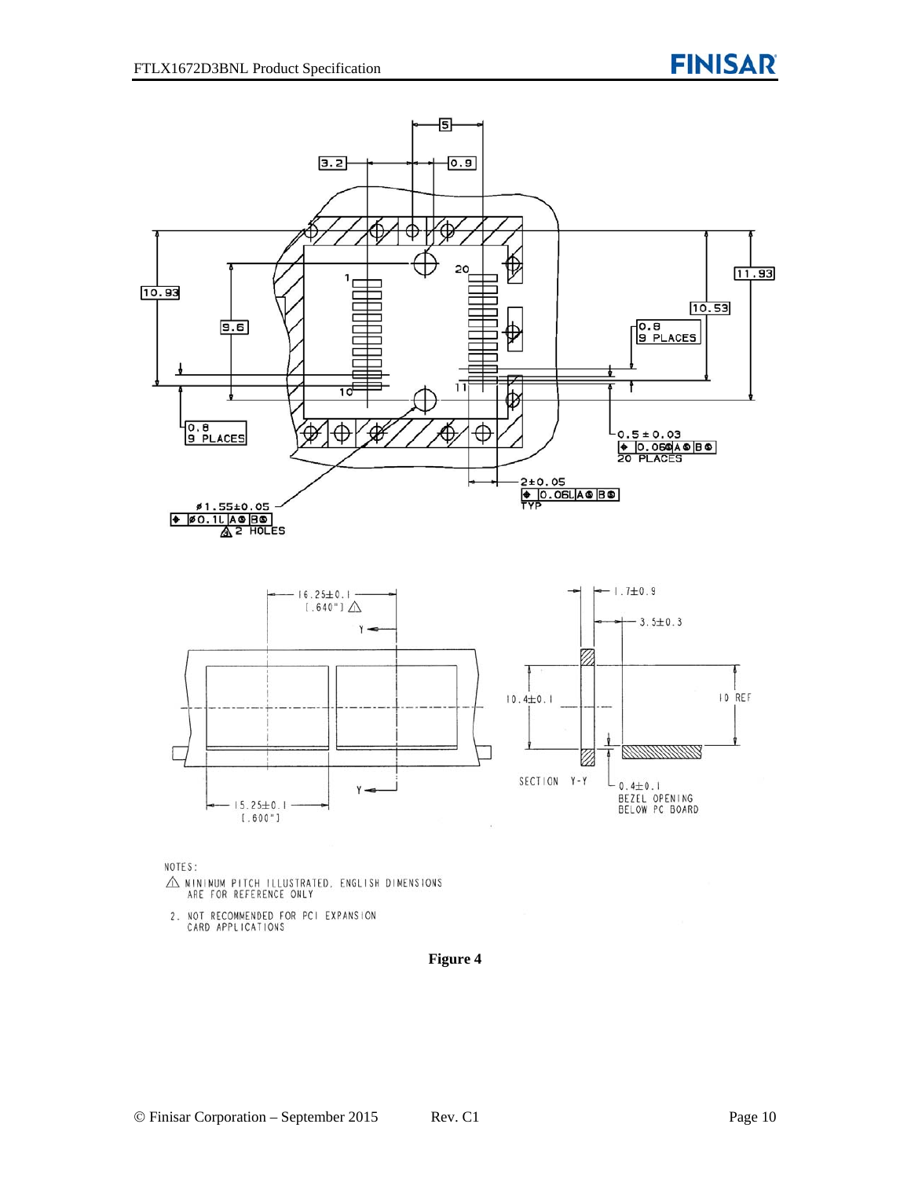NOTES:

1. MINIMUM PITCH ILLUSTRATED, ENGLISH DIMENSIONS ARE FOR REFERENCE ONLY
2. NOT RECOMMENDED FOR PCI EXPANSION CARD APPLICATIONS

**Figure 4**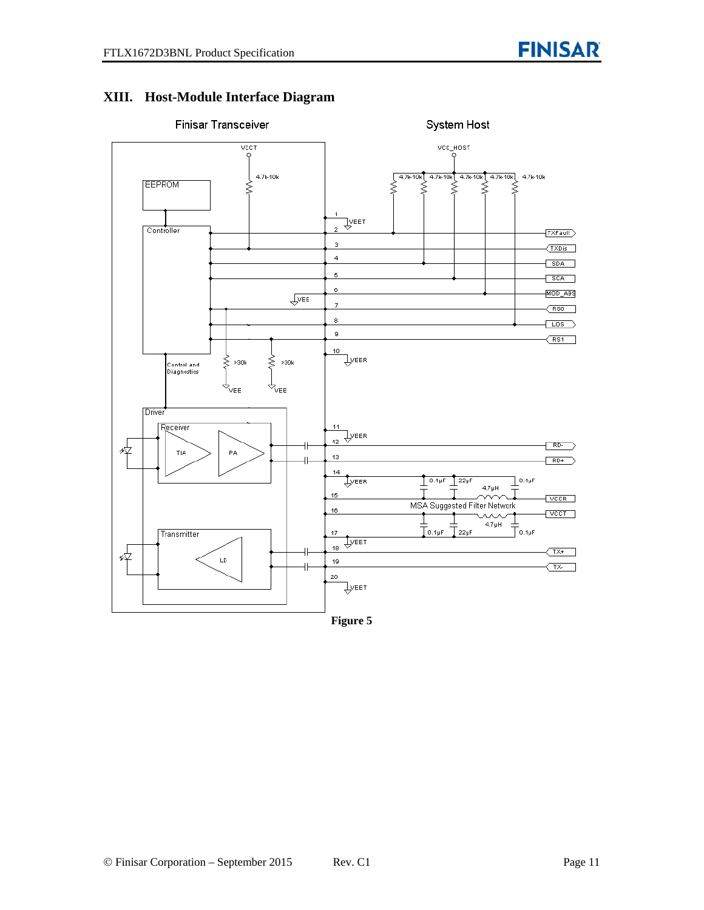## XIII. Host-Module Interface Diagram

Finisar Transceiver

System Host

VCCT

VCC_HOST

4.7k-10k

EEPROM

Controller

Control and Diagnostics

Driver

Receiver

TIA

PA

Transmitter

LD

>30k

VEE

VEET

VEER

TXFault

TXDis

SDA

SCA

MOD_ABS

RS0

LOS

RS1

RD-

RD+

VCCR

VCCT

TX+

TX-

0.1µF

22µF

4.7µH

MSA Suggested Filter Network

**Figure 5**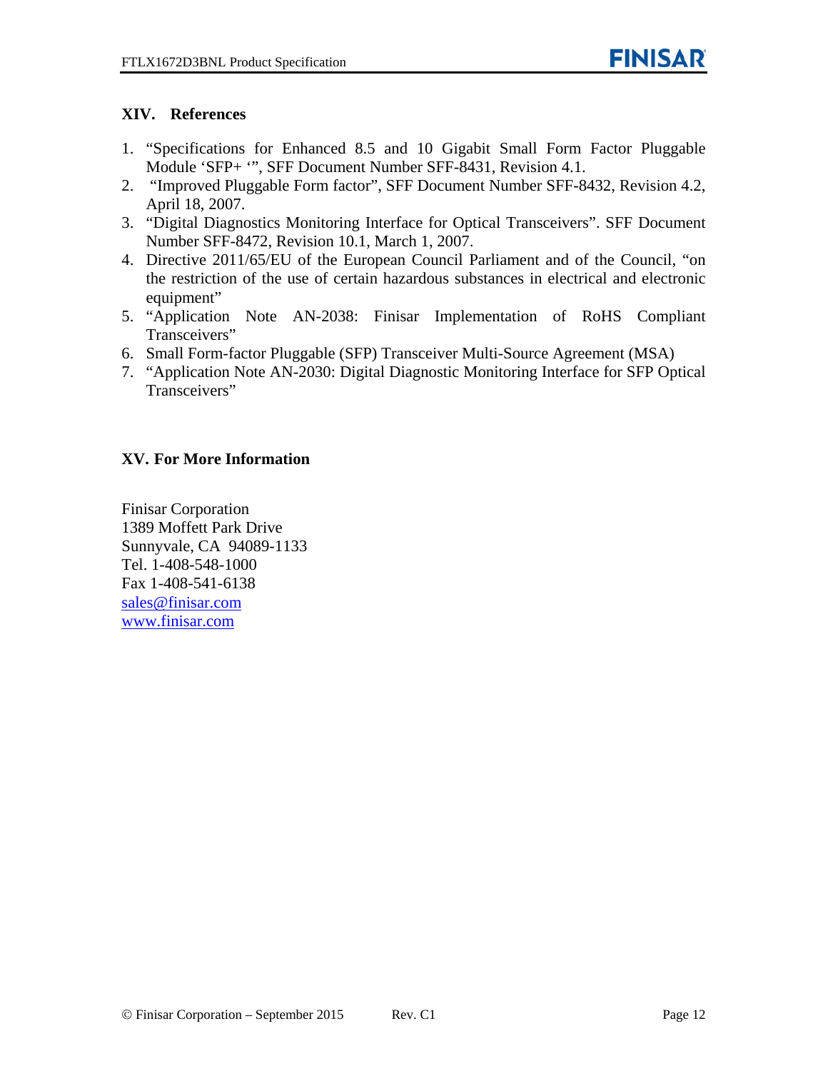## XIV. References

1. "Specifications for Enhanced 8.5 and 10 Gigabit Small Form Factor Pluggable Module 'SFP+ '", SFF Document Number SFF-8431, Revision 4.1.
2. "Improved Pluggable Form factor", SFF Document Number SFF-8432, Revision 4.2, April 18, 2007.
3. "Digital Diagnostics Monitoring Interface for Optical Transceivers". SFF Document Number SFF-8472, Revision 10.1, March 1, 2007.
4. Directive 2011/65/EU of the European Council Parliament and of the Council, "on the restriction of the use of certain hazardous substances in electrical and electronic equipment"
5. "Application Note AN-2038: Finisar Implementation of RoHS Compliant Transceivers"
6. Small Form-factor Pluggable (SFP) Transceiver Multi-Source Agreement (MSA)
7. "Application Note AN-2030: Digital Diagnostic Monitoring Interface for SFP Optical Transceivers"

## XV. For More Information

Finisar Corporation
1389 Moffett Park Drive
Sunnyvale, CA 94089-1133
Tel. 1-408-548-1000
Fax 1-408-541-6138
sales@finisar.com
www.finisar.com